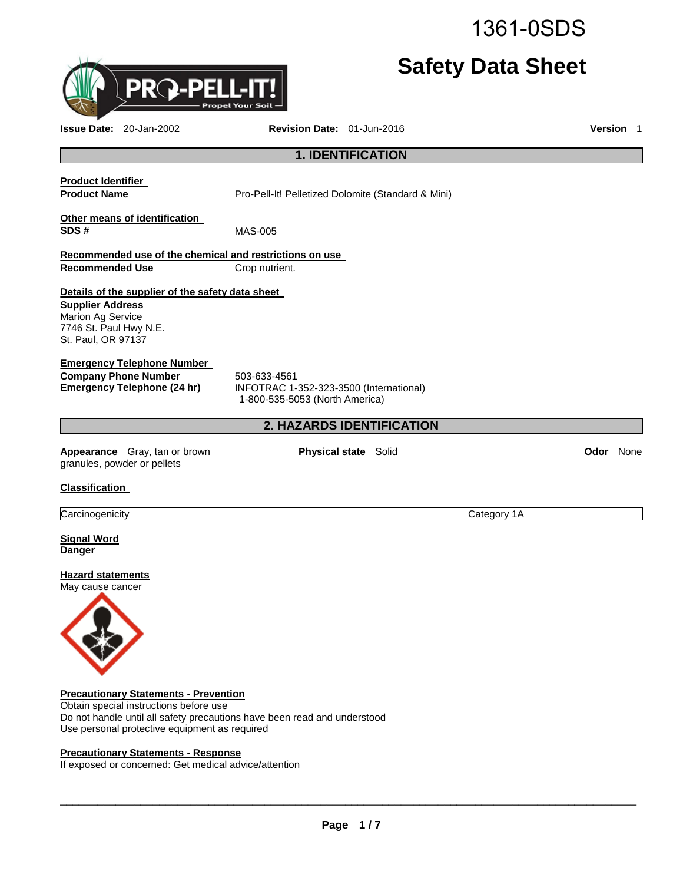1361-0SDS

# Safety Data Sheet

**Issue Date:** 20-Jan-2002 **Revision Date:** 01-Jun-2016 **Version** 1

## 1. IDENTIFICATION

**Product Identifier**

**Product Name** Pro-Pell-It! Pelletized Dolomite (Standard & Mini)

**Other means of identification**

**SDS #** MAS-005

**Recommended use of the chemical and restrictions on use**

**Recommended Use** Crop nutrient.

**Details of the supplier of the safety data sheet**

**Supplier Address**
Marion Ag Service
7746 St. Paul Hwy N.E.
St. Paul, OR 97137

**Emergency Telephone Number**

**Company Phone Number** 503-633-4561

**Emergency Telephone (24 hr)** INFOTRAC 1-352-323-3500 (International)
1-800-535-5053 (North America)

## 2. HAZARDS IDENTIFICATION

**Appearance** Gray, tan or brown granules, powder or pellets **Physical state** Solid **Odor** None

**Classification**

| Carcinogenicity | Category 1A |
|---|---|

**Signal Word**
**Danger**

**Hazard statements**
May cause cancer

**Precautionary Statements - Prevention**
Obtain special instructions before use
Do not handle until all safety precautions have been read and understood
Use personal protective equipment as required

**Precautionary Statements - Response**
If exposed or concerned: Get medical advice/attention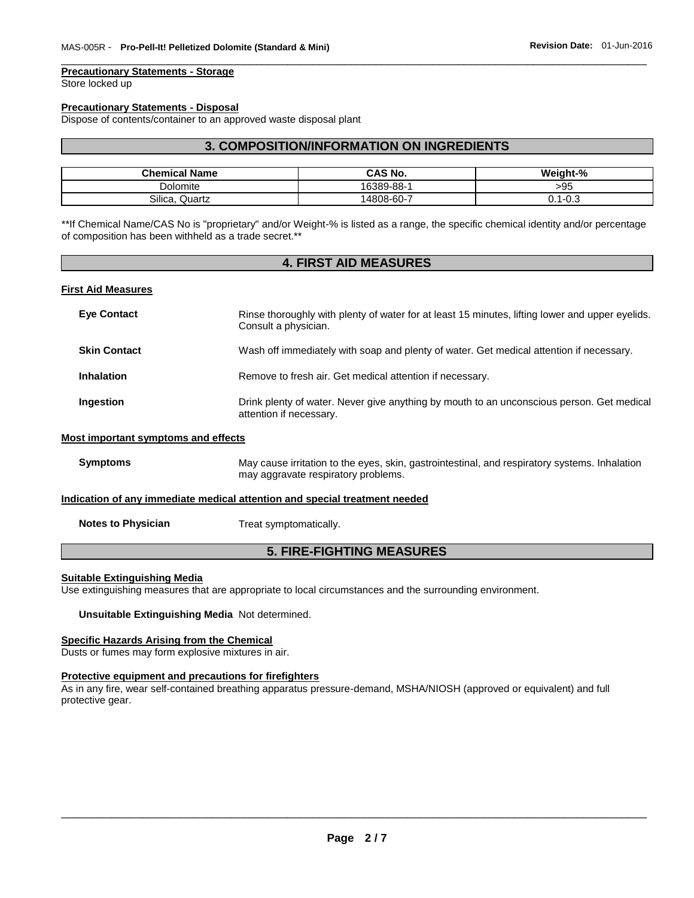**Precautionary Statements - Storage**

Store locked up

**Precautionary Statements - Disposal**

Dispose of contents/container to an approved waste disposal plant

## 3. COMPOSITION/INFORMATION ON INGREDIENTS

| Chemical Name | CAS No. | Weight-% |
|---|---|---|
| Dolomite | 16389-88-1 | >95 |
| Silica, Quartz | 14808-60-7 | 0.1-0.3 |

**If Chemical Name/CAS No is "proprietary" and/or Weight-% is listed as a range, the specific chemical identity and/or percentage of composition has been withheld as a trade secret.**

## 4. FIRST AID MEASURES

**First Aid Measures**

**Eye Contact** Rinse thoroughly with plenty of water for at least 15 minutes, lifting lower and upper eyelids. Consult a physician.

**Skin Contact** Wash off immediately with soap and plenty of water. Get medical attention if necessary.

**Inhalation** Remove to fresh air. Get medical attention if necessary.

**Ingestion** Drink plenty of water. Never give anything by mouth to an unconscious person. Get medical attention if necessary.

**Most important symptoms and effects**

**Symptoms** May cause irritation to the eyes, skin, gastrointestinal, and respiratory systems. Inhalation may aggravate respiratory problems.

**Indication of any immediate medical attention and special treatment needed**

**Notes to Physician** Treat symptomatically.

## 5. FIRE-FIGHTING MEASURES

**Suitable Extinguishing Media**

Use extinguishing measures that are appropriate to local circumstances and the surrounding environment.

**Unsuitable Extinguishing Media** Not determined.

**Specific Hazards Arising from the Chemical**

Dusts or fumes may form explosive mixtures in air.

**Protective equipment and precautions for firefighters**

As in any fire, wear self-contained breathing apparatus pressure-demand, MSHA/NIOSH (approved or equivalent) and full protective gear.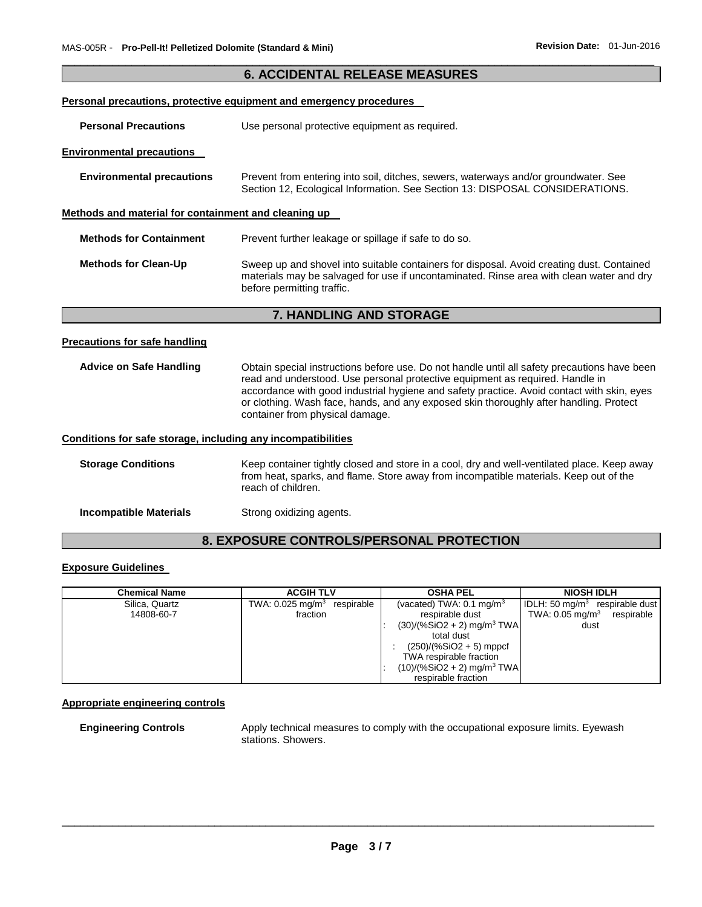## 6. ACCIDENTAL RELEASE MEASURES

**Personal precautions, protective equipment and emergency procedures**

**Personal Precautions** Use personal protective equipment as required.

**Environmental precautions**

**Environmental precautions** Prevent from entering into soil, ditches, sewers, waterways and/or groundwater. See Section 12, Ecological Information. See Section 13: DISPOSAL CONSIDERATIONS.

**Methods and material for containment and cleaning up**

**Methods for Containment** Prevent further leakage or spillage if safe to do so.

**Methods for Clean-Up** Sweep up and shovel into suitable containers for disposal. Avoid creating dust. Contained materials may be salvaged for use if uncontaminated. Rinse area with clean water and dry before permitting traffic.

## 7. HANDLING AND STORAGE

**Precautions for safe handling**

**Advice on Safe Handling** Obtain special instructions before use. Do not handle until all safety precautions have been read and understood. Use personal protective equipment as required. Handle in accordance with good industrial hygiene and safety practice. Avoid contact with skin, eyes or clothing. Wash face, hands, and any exposed skin thoroughly after handling. Protect container from physical damage.

**Conditions for safe storage, including any incompatibilities**

**Storage Conditions** Keep container tightly closed and store in a cool, dry and well-ventilated place. Keep away from heat, sparks, and flame. Store away from incompatible materials. Keep out of the reach of children.

**Incompatible Materials** Strong oxidizing agents.

## 8. EXPOSURE CONTROLS/PERSONAL PROTECTION

**Exposure Guidelines**

| Chemical Name | ACGIH TLV | OSHA PEL | NIOSH IDLH |
|---|---|---|---|
| Silica, Quartz 14808-60-7 | TWA: 0.025 $mg/m^3$ respirable fraction | (vacated) TWA: 0.1 $mg/m^3$ respirable dust<br>: $(30)/(\%SiO_2 + 2)$ $mg/m^3$ TWA total dust<br>: $(250)/(\%SiO_2 + 5)$ mppcf TWA respirable fraction<br>: $(10)/(\%SiO_2 + 2)$ $mg/m^3$ TWA respirable fraction | IDLH: 50 $mg/m^3$ respirable dust<br>TWA: 0.05 $mg/m^3$ respirable dust |

**Appropriate engineering controls**

**Engineering Controls** Apply technical measures to comply with the occupational exposure limits. Eyewash stations. Showers.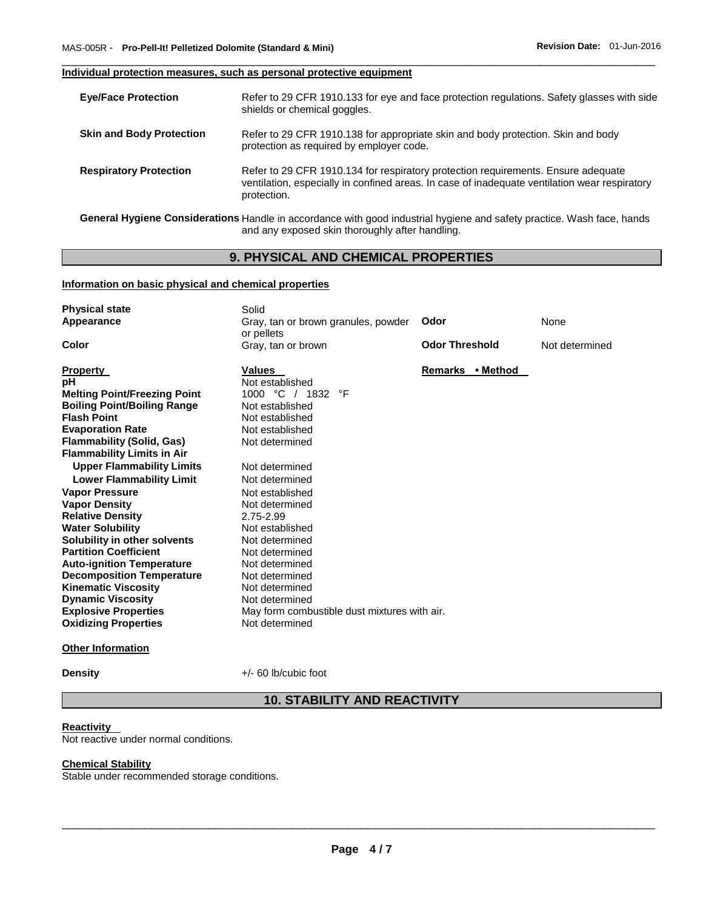**Individual protection measures, such as personal protective equipment**

| | |
|---|---|
| **Eye/Face Protection** | Refer to 29 CFR 1910.133 for eye and face protection regulations. Safety glasses with side shields or chemical goggles. |
| **Skin and Body Protection** | Refer to 29 CFR 1910.138 for appropriate skin and body protection. Skin and body protection as required by employer code. |
| **Respiratory Protection** | Refer to 29 CFR 1910.134 for respiratory protection requirements. Ensure adequate ventilation, especially in confined areas. In case of inadequate ventilation wear respiratory protection. |

**General Hygiene Considerations** Handle in accordance with good industrial hygiene and safety practice. Wash face, hands and any exposed skin thoroughly after handling.

## 9. PHYSICAL AND CHEMICAL PROPERTIES

**Information on basic physical and chemical properties**

| | | | |
|---|---|---|---|
| **Physical state** | Solid | | |
| **Appearance** | Gray, tan or brown granules, powder or pellets | **Odor** | None |
| **Color** | Gray, tan or brown | **Odor Threshold** | Not determined |

| **Property** | **Values** | **Remarks • Method** |
|---|---|---|
| **pH** | Not established | |
| **Melting Point/Freezing Point** | 1000 °C / 1832 °F | |
| **Boiling Point/Boiling Range** | Not established | |
| **Flash Point** | Not established | |
| **Evaporation Rate** | Not established | |
| **Flammability (Solid, Gas)** | Not determined | |
| **Flammability Limits in Air** | | |
| **Upper Flammability Limits** | Not determined | |
| **Lower Flammability Limit** | Not determined | |
| **Vapor Pressure** | Not established | |
| **Vapor Density** | Not determined | |
| **Relative Density** | 2.75-2.99 | |
| **Water Solubility** | Not established | |
| **Solubility in other solvents** | Not determined | |
| **Partition Coefficient** | Not determined | |
| **Auto-ignition Temperature** | Not determined | |
| **Decomposition Temperature** | Not determined | |
| **Kinematic Viscosity** | Not determined | |
| **Dynamic Viscosity** | Not determined | |
| **Explosive Properties** | May form combustible dust mixtures with air. | |
| **Oxidizing Properties** | Not determined | |

**Other Information**

**Density** +/- 60 lb/cubic foot

## 10. STABILITY AND REACTIVITY

**Reactivity**

Not reactive under normal conditions.

**Chemical Stability**

Stable under recommended storage conditions.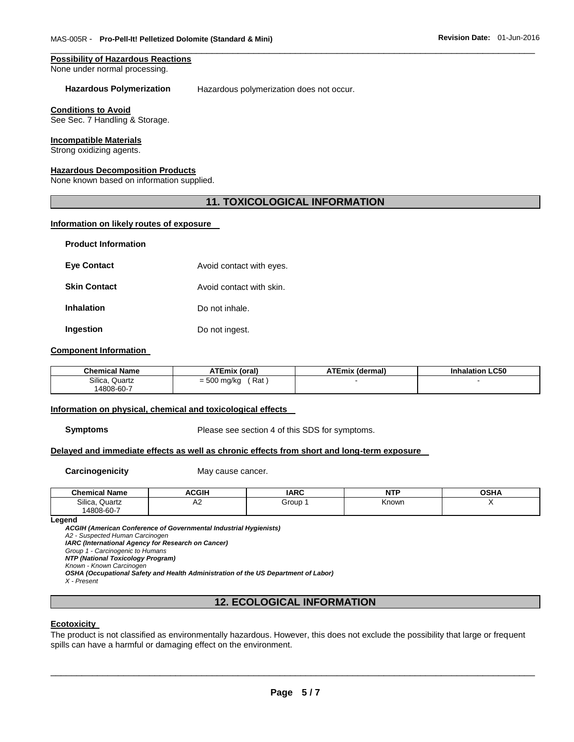**Possibility of Hazardous Reactions**
None under normal processing.

**Hazardous Polymerization** Hazardous polymerization does not occur.

**Conditions to Avoid**
See Sec. 7 Handling & Storage.

**Incompatible Materials**
Strong oxidizing agents.

**Hazardous Decomposition Products**
None known based on information supplied.

## 11. TOXICOLOGICAL INFORMATION

**Information on likely routes of exposure**

**Product Information**

**Eye Contact** Avoid contact with eyes.

**Skin Contact** Avoid contact with skin.

**Inhalation** Do not inhale.

**Ingestion** Do not ingest.

**Component Information**

| Chemical Name | ATEmix (oral) | ATEmix (dermal) | Inhalation LC50 |
|---|---|---|---|
| Silica, Quartz 14808-60-7 | = 500 mg/kg ( Rat ) | - | - |

**Information on physical, chemical and toxicological effects**

**Symptoms** Please see section 4 of this SDS for symptoms.

**Delayed and immediate effects as well as chronic effects from short and long-term exposure**

**Carcinogenicity** May cause cancer.

| Chemical Name | ACGIH | IARC | NTP | OSHA |
|---|---|---|---|---|
| Silica, Quartz 14808-60-7 | A2 | Group 1 | Known | X |

**Legend**

***ACGIH (American Conference of Governmental Industrial Hygienists)***
*A2 - Suspected Human Carcinogen*
***IARC (International Agency for Research on Cancer)***
*Group 1 - Carcinogenic to Humans*
***NTP (National Toxicology Program)***
*Known - Known Carcinogen*
***OSHA (Occupational Safety and Health Administration of the US Department of Labor)***
*X - Present*

## 12. ECOLOGICAL INFORMATION

**Ecotoxicity**

The product is not classified as environmentally hazardous. However, this does not exclude the possibility that large or frequent spills can have a harmful or damaging effect on the environment.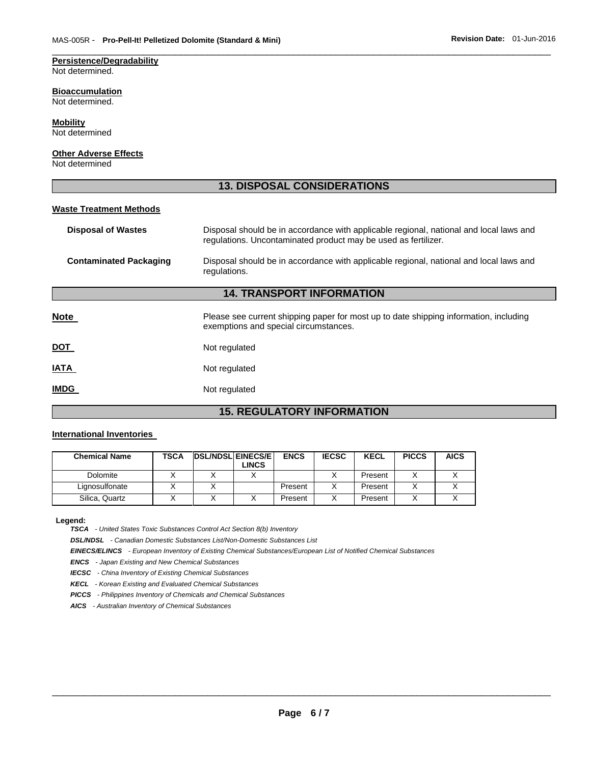**Persistence/Degradability**
Not determined.

**Bioaccumulation**
Not determined.

**Mobility**
Not determined

**Other Adverse Effects**
Not determined

## 13. DISPOSAL CONSIDERATIONS

**Waste Treatment Methods**

**Disposal of Wastes** — Disposal should be in accordance with applicable regional, national and local laws and regulations. Uncontaminated product may be used as fertilizer.

**Contaminated Packaging** — Disposal should be in accordance with applicable regional, national and local laws and regulations.

## 14. TRANSPORT INFORMATION

**Note** — Please see current shipping paper for most up to date shipping information, including exemptions and special circumstances.

**DOT** — Not regulated

**IATA** — Not regulated

**IMDG** — Not regulated

## 15. REGULATORY INFORMATION

**International Inventories**

| Chemical Name | TSCA | DSL/NDSL | EINECS/ELINCS | ENCS | IECSC | KECL | PICCS | AICS |
|---|---|---|---|---|---|---|---|---|
| Dolomite | X | X | X | | X | Present | X | X |
| Lignosulfonate | X | X | | Present | X | Present | X | X |
| Silica, Quartz | X | X | X | Present | X | Present | X | X |

**Legend:**

***TSCA*** *- United States Toxic Substances Control Act Section 8(b) Inventory*

***DSL/NDSL*** *- Canadian Domestic Substances List/Non-Domestic Substances List*

***EINECS/ELINCS*** *- European Inventory of Existing Chemical Substances/European List of Notified Chemical Substances*

***ENCS*** *- Japan Existing and New Chemical Substances*

***IECSC*** *- China Inventory of Existing Chemical Substances*

***KECL*** *- Korean Existing and Evaluated Chemical Substances*

***PICCS*** *- Philippines Inventory of Chemicals and Chemical Substances*

***AICS*** *- Australian Inventory of Chemical Substances*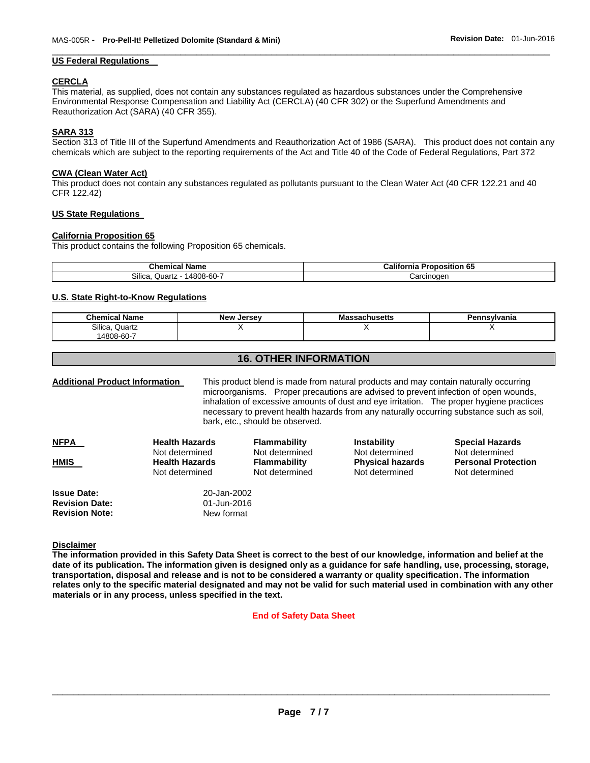## US Federal Regulations

### CERCLA

This material, as supplied, does not contain any substances regulated as hazardous substances under the Comprehensive Environmental Response Compensation and Liability Act (CERCLA) (40 CFR 302) or the Superfund Amendments and Reauthorization Act (SARA) (40 CFR 355).

### SARA 313

Section 313 of Title III of the Superfund Amendments and Reauthorization Act of 1986 (SARA). This product does not contain any chemicals which are subject to the reporting requirements of the Act and Title 40 of the Code of Federal Regulations, Part 372

### CWA (Clean Water Act)

This product does not contain any substances regulated as pollutants pursuant to the Clean Water Act (40 CFR 122.21 and 40 CFR 122.42)

## US State Regulations

### California Proposition 65

This product contains the following Proposition 65 chemicals.

| Chemical Name | California Proposition 65 |
|---|---|
| Silica, Quartz - 14808-60-7 | Carcinogen |

### U.S. State Right-to-Know Regulations

| Chemical Name | New Jersey | Massachusetts | Pennsylvania |
|---|---|---|---|
| Silica, Quartz 14808-60-7 | X | X | X |

## 16. OTHER INFORMATION

**Additional Product Information** This product blend is made from natural products and may contain naturally occurring microorganisms. Proper precautions are advised to prevent infection of open wounds, inhalation of excessive amounts of dust and eye irritation. The proper hygiene practices necessary to prevent health hazards from any naturally occurring substance such as soil, bark, etc., should be observed.

| | | | | |
|---|---|---|---|---|
| **NFPA** | **Health Hazards** | **Flammability** | **Instability** | **Special Hazards** |
| | Not determined | Not determined | Not determined | Not determined |
| **HMIS** | **Health Hazards** | **Flammability** | **Physical hazards** | **Personal Protection** |
| | Not determined | Not determined | Not determined | Not determined |

**Issue Date:** 20-Jan-2002
**Revision Date:** 01-Jun-2016
**Revision Note:** New format

### Disclaimer

**The information provided in this Safety Data Sheet is correct to the best of our knowledge, information and belief at the date of its publication. The information given is designed only as a guidance for safe handling, use, processing, storage, transportation, disposal and release and is not to be considered a warranty or quality specification. The information relates only to the specific material designated and may not be valid for such material used in combination with any other materials or in any process, unless specified in the text.**

**End of Safety Data Sheet**